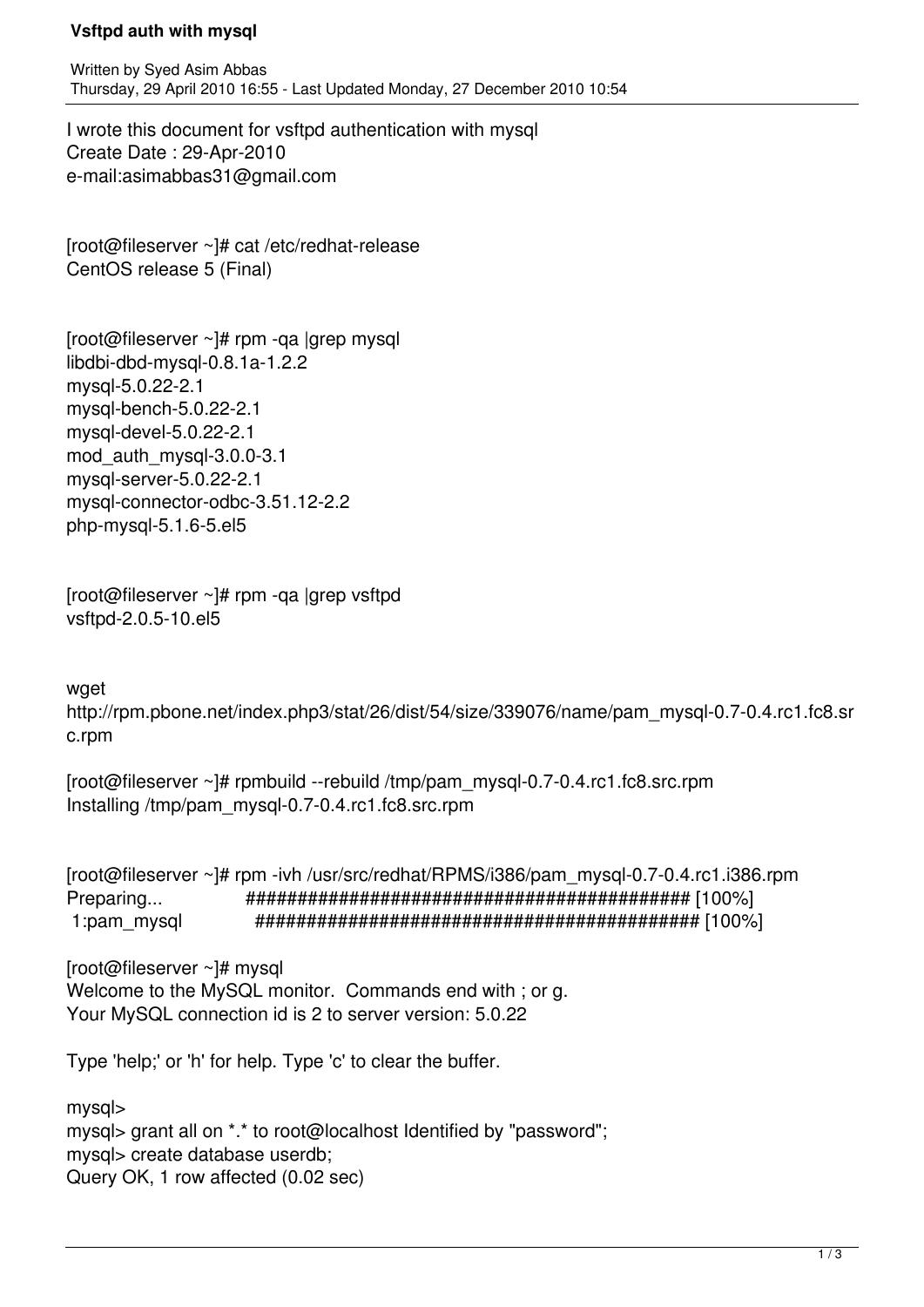# Vsftpd auth with mysql

Written by Syed Asim Abbas
Thursday, 29 April 2010 16:55 - Last Updated Monday, 27 December 2010 10:54

I wrote this document for vsftpd authentication with mysql
Create Date : 29-Apr-2010
e-mail:asimabbas31@gmail.com

```
[root@fileserver ~]# cat /etc/redhat-release
CentOS release 5 (Final)
```

```
[root@fileserver ~]# rpm -qa |grep mysql
libdbi-dbd-mysql-0.8.1a-1.2.2
mysql-5.0.22-2.1
mysql-bench-5.0.22-2.1
mysql-devel-5.0.22-2.1
mod_auth_mysql-3.0.0-3.1
mysql-server-5.0.22-2.1
mysql-connector-odbc-3.51.12-2.2
php-mysql-5.1.6-5.el5
```

```
[root@fileserver ~]# rpm -qa |grep vsftpd
vsftpd-2.0.5-10.el5
```

```
wget
http://rpm.pbone.net/index.php3/stat/26/dist/54/size/339076/name/pam_mysql-0.7-0.4.rc1.fc8.src.rpm
```

```
[root@fileserver ~]# rpmbuild --rebuild /tmp/pam_mysql-0.7-0.4.rc1.fc8.src.rpm
Installing /tmp/pam_mysql-0.7-0.4.rc1.fc8.src.rpm
```

```
[root@fileserver ~]# rpm -ivh /usr/src/redhat/RPMS/i386/pam_mysql-0.7-0.4.rc1.i386.rpm
Preparing...                ########################################### [100%]
 1:pam_mysql                ########################################### [100%]
```

```
[root@fileserver ~]# mysql
Welcome to the MySQL monitor.  Commands end with ; or g.
Your MySQL connection id is 2 to server version: 5.0.22

Type 'help;' or 'h' for help. Type 'c' to clear the buffer.

mysql>
mysql> grant all on *.* to root@localhost Identified by "password";
mysql> create database userdb;
Query OK, 1 row affected (0.02 sec)
```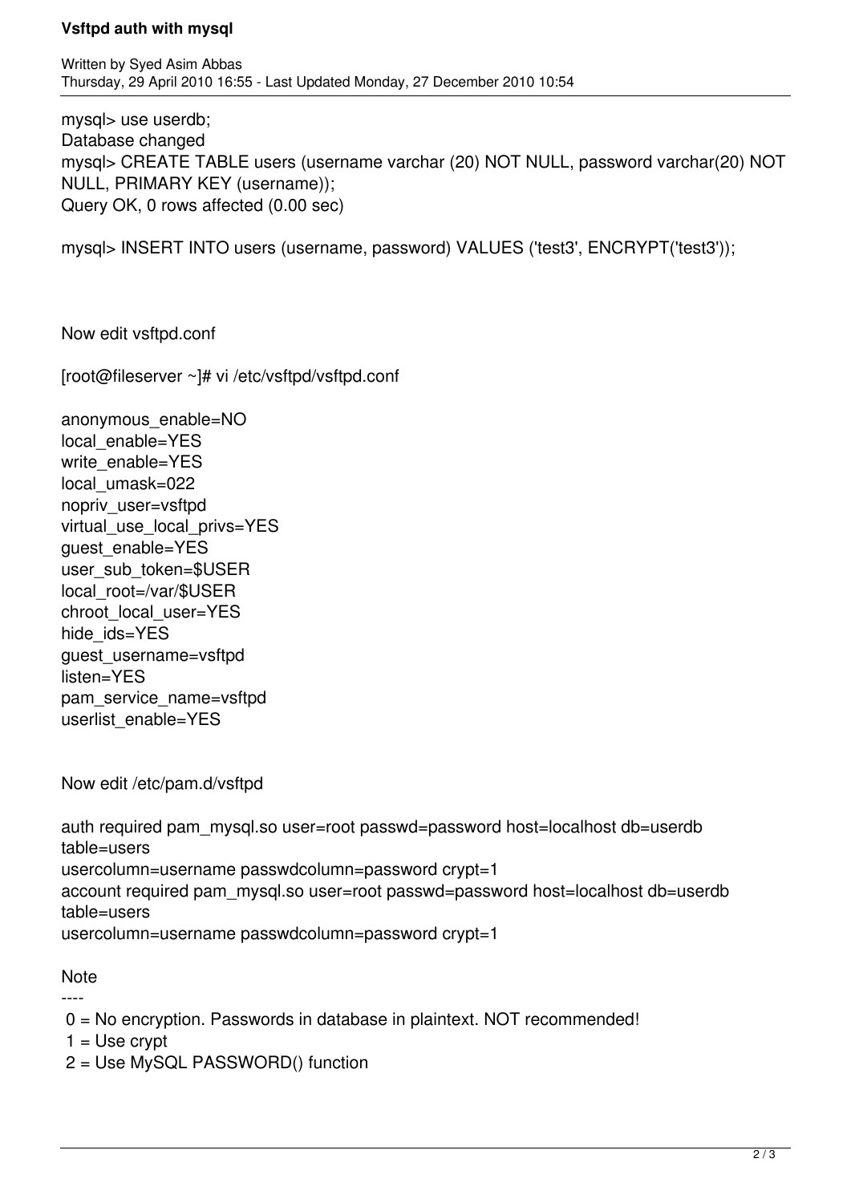```
mysql> use userdb;
Database changed
mysql> CREATE TABLE users (username varchar (20) NOT NULL, password varchar(20) NOT NULL, PRIMARY KEY (username));
Query OK, 0 rows affected (0.00 sec)

mysql> INSERT INTO users (username, password) VALUES ('test3', ENCRYPT('test3'));
```

Now edit vsftpd.conf

```
[root@fileserver ~]# vi /etc/vsftpd/vsftpd.conf

anonymous_enable=NO
local_enable=YES
write_enable=YES
local_umask=022
nopriv_user=vsftpd
virtual_use_local_privs=YES
guest_enable=YES
user_sub_token=$USER
local_root=/var/$USER
chroot_local_user=YES
hide_ids=YES
guest_username=vsftpd
listen=YES
pam_service_name=vsftpd
userlist_enable=YES
```

Now edit /etc/pam.d/vsftpd

```
auth required pam_mysql.so user=root passwd=password host=localhost db=userdb table=users
usercolumn=username passwdcolumn=password crypt=1
account required pam_mysql.so user=root passwd=password host=localhost db=userdb table=users
usercolumn=username passwdcolumn=password crypt=1
```

Note
----

0 = No encryption. Passwords in database in plaintext. NOT recommended!
1 = Use crypt
2 = Use MySQL PASSWORD() function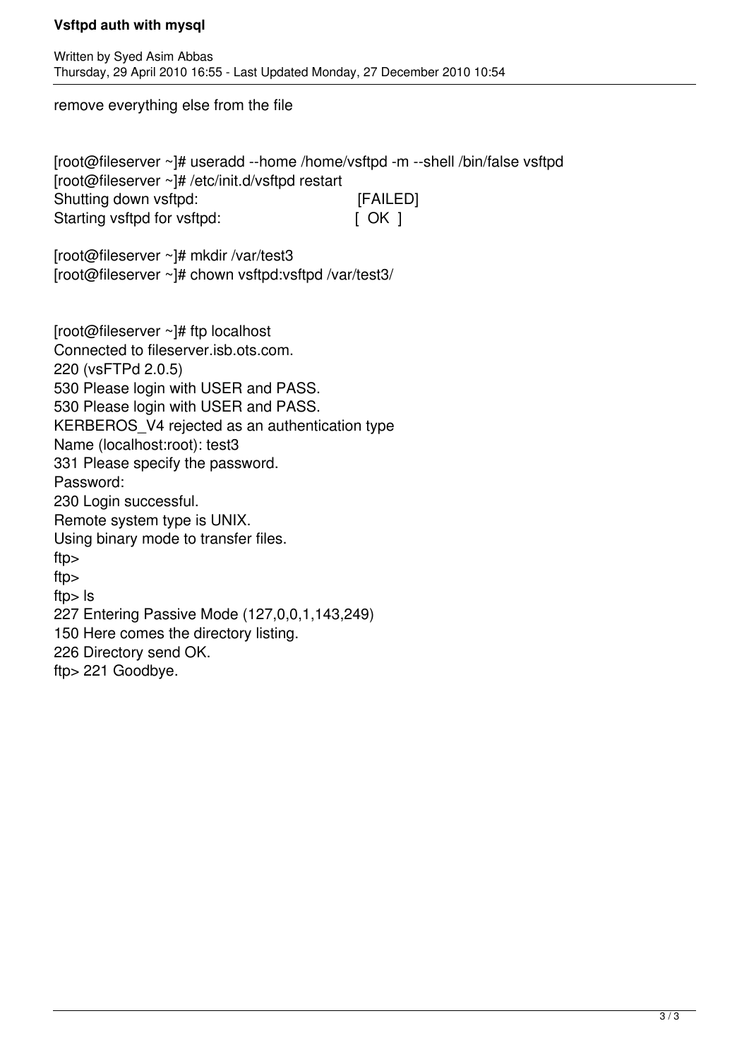remove everything else from the file

```
[root@fileserver ~]# useradd --home /home/vsftpd -m --shell /bin/false vsftpd
[root@fileserver ~]# /etc/init.d/vsftpd restart
Shutting down vsftpd:                                   [FAILED]
Starting vsftpd for vsftpd:                             [  OK  ]

[root@fileserver ~]# mkdir /var/test3
[root@fileserver ~]# chown vsftpd:vsftpd /var/test3/
```

```
[root@fileserver ~]# ftp localhost
Connected to fileserver.isb.ots.com.
220 (vsFTPd 2.0.5)
530 Please login with USER and PASS.
530 Please login with USER and PASS.
KERBEROS_V4 rejected as an authentication type
Name (localhost:root): test3
331 Please specify the password.
Password:
230 Login successful.
Remote system type is UNIX.
Using binary mode to transfer files.
ftp>
ftp>
ftp> ls
227 Entering Passive Mode (127,0,0,1,143,249)
150 Here comes the directory listing.
226 Directory send OK.
ftp> 221 Goodbye.
```